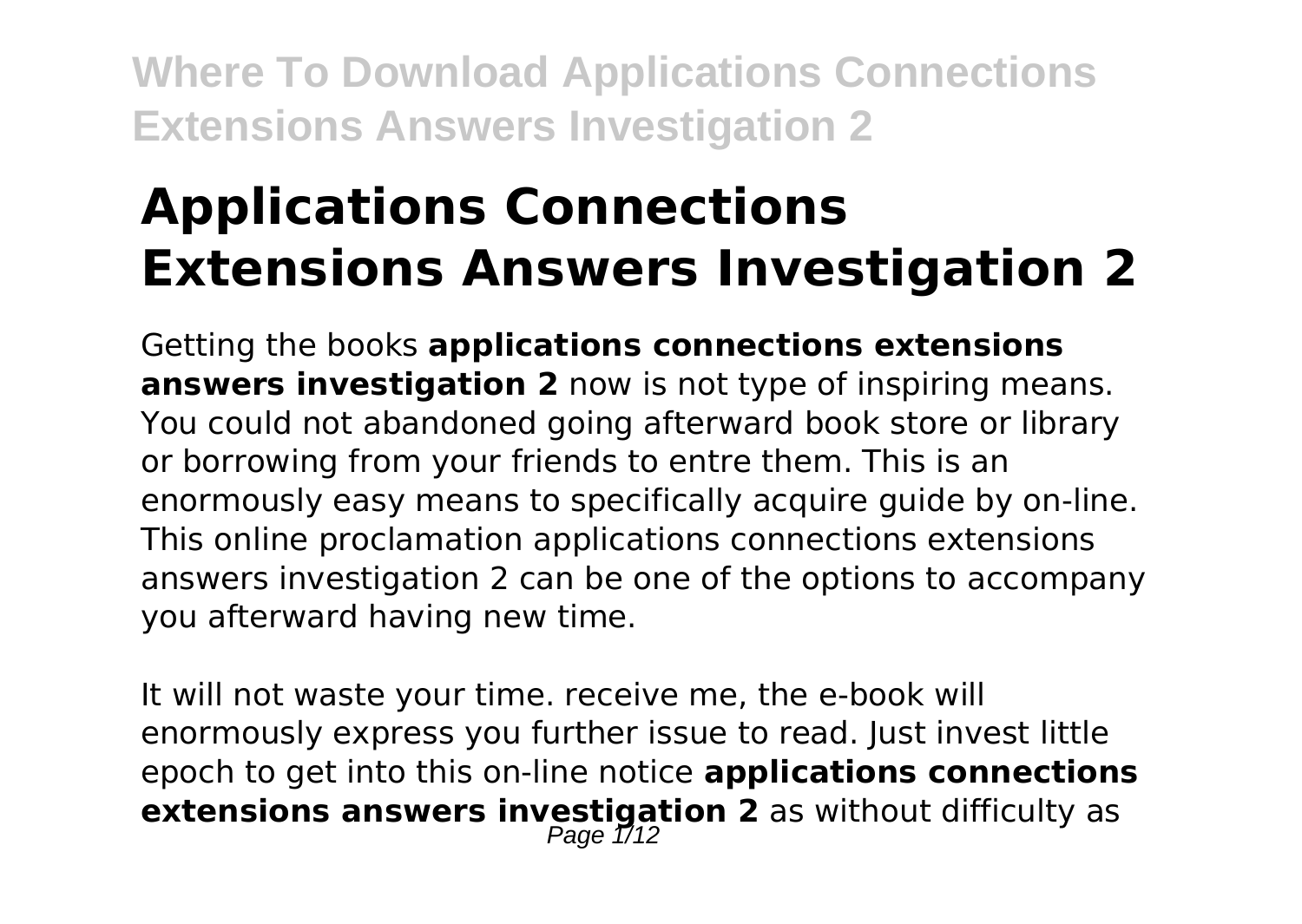# Applications Connections Extensions Answers Investigation 2

Getting the books **applications connections extensions answers investigation 2** now is not type of inspiring means. You could not abandoned going afterward book store or library or borrowing from your friends to entre them. This is an enormously easy means to specifically acquire guide by on-line. This online proclamation applications connections extensions answers investigation 2 can be one of the options to accompany you afterward having new time.

It will not waste your time. receive me, the e-book will enormously express you further issue to read. Just invest little epoch to get into this on-line notice **applications connections extensions answers investigation 2** as without difficulty as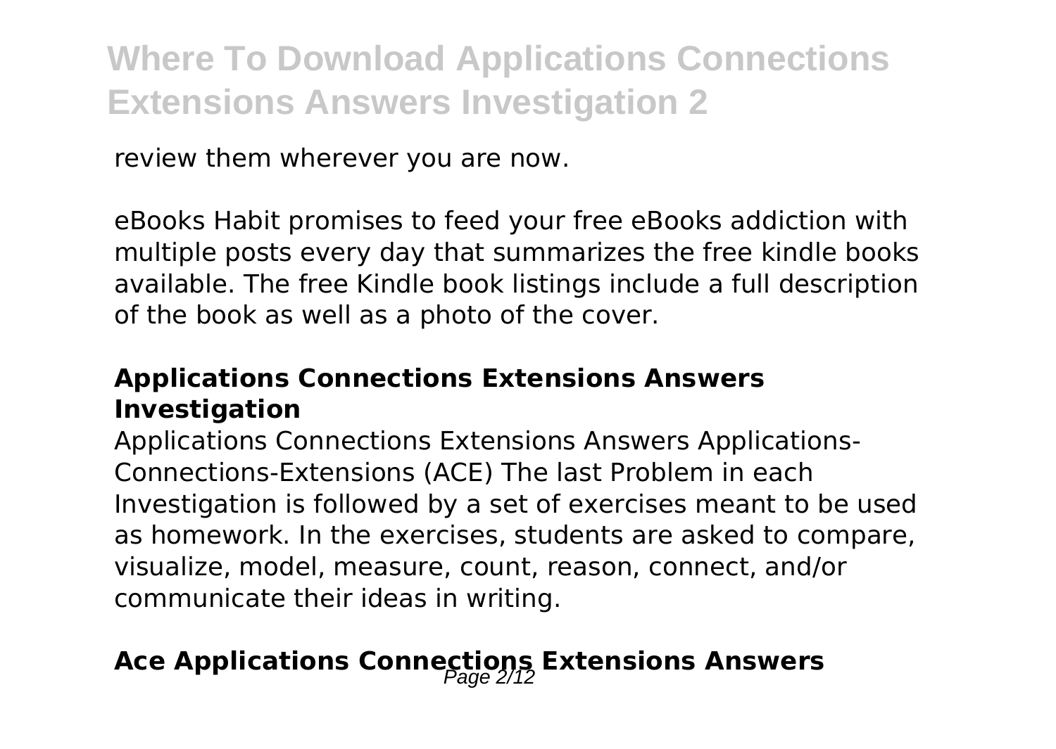review them wherever you are now.

eBooks Habit promises to feed your free eBooks addiction with multiple posts every day that summarizes the free kindle books available. The free Kindle book listings include a full description of the book as well as a photo of the cover.

### Applications Connections Extensions Answers Investigation

Applications Connections Extensions Answers Applications-Connections-Extensions (ACE) The last Problem in each Investigation is followed by a set of exercises meant to be used as homework. In the exercises, students are asked to compare, visualize, model, measure, count, reason, connect, and/or communicate their ideas in writing.

## Ace Applications Connections Extensions Answers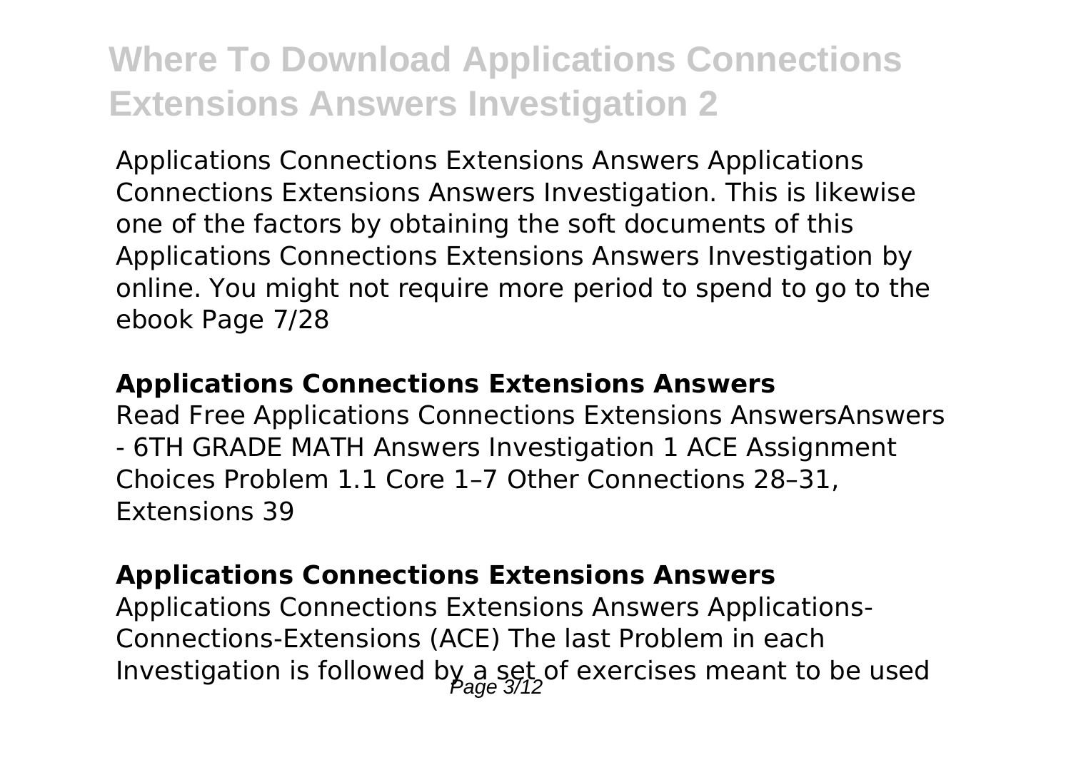Applications Connections Extensions Answers Applications Connections Extensions Answers Investigation. This is likewise one of the factors by obtaining the soft documents of this Applications Connections Extensions Answers Investigation by online. You might not require more period to spend to go to the ebook Page 7/28

### **Applications Connections Extensions Answers**

Read Free Applications Connections Extensions AnswersAnswers - 6TH GRADE MATH Answers Investigation 1 ACE Assignment Choices Problem 1.1 Core 1–7 Other Connections 28–31, Extensions 39

### **Applications Connections Extensions Answers**

Applications Connections Extensions Answers Applications-Connections-Extensions (ACE) The last Problem in each Investigation is followed by a set of exercises meant to be used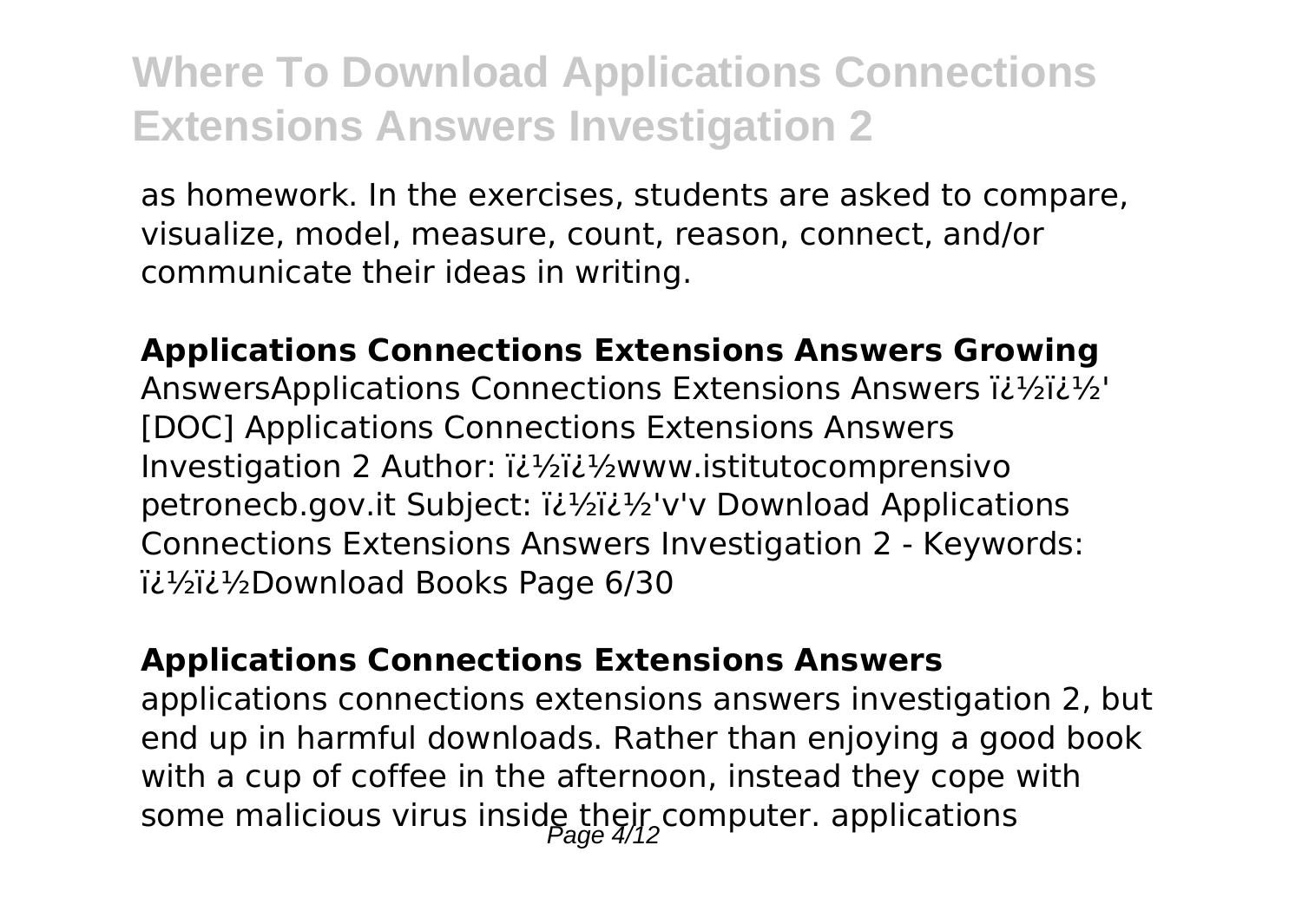as homework. In the exercises, students are asked to compare, visualize, model, measure, count, reason, connect, and/or communicate their ideas in writing.

### Applications Connections Extensions Answers Growing

AnswersApplications Connections Extensions Answers ï¿½ï¿½' [DOC] Applications Connections Extensions Answers Investigation 2 Author: ï¿½ï¿½www.istitutocomprensivo petronecb.gov.it Subject: ï¿½ï¿½'v'v Download Applications Connections Extensions Answers Investigation 2 - Keywords: ï¿½ï¿½Download Books Page 6/30

### Applications Connections Extensions Answers

applications connections extensions answers investigation 2, but end up in harmful downloads. Rather than enjoying a good book with a cup of coffee in the afternoon, instead they cope with some malicious virus inside their computer. applications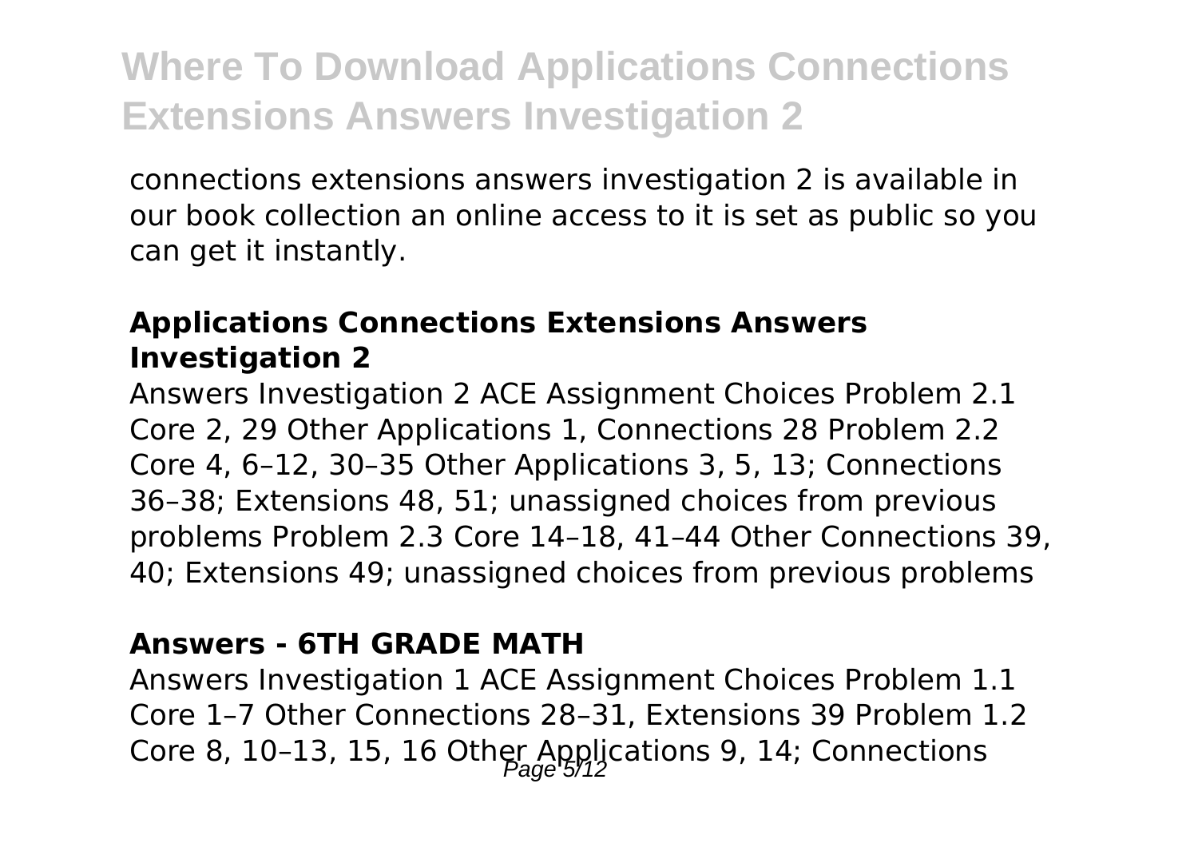connections extensions answers investigation 2 is available in our book collection an online access to it is set as public so you can get it instantly.

### Applications Connections Extensions Answers Investigation 2

Answers Investigation 2 ACE Assignment Choices Problem 2.1 Core 2, 29 Other Applications 1, Connections 28 Problem 2.2 Core 4, 6–12, 30–35 Other Applications 3, 5, 13; Connections 36–38; Extensions 48, 51; unassigned choices from previous problems Problem 2.3 Core 14–18, 41–44 Other Connections 39, 40; Extensions 49; unassigned choices from previous problems

### Answers - 6TH GRADE MATH

Answers Investigation 1 ACE Assignment Choices Problem 1.1 Core 1–7 Other Connections 28–31, Extensions 39 Problem 1.2 Core 8, 10–13, 15, 16 Other Applications 9, 14; Connections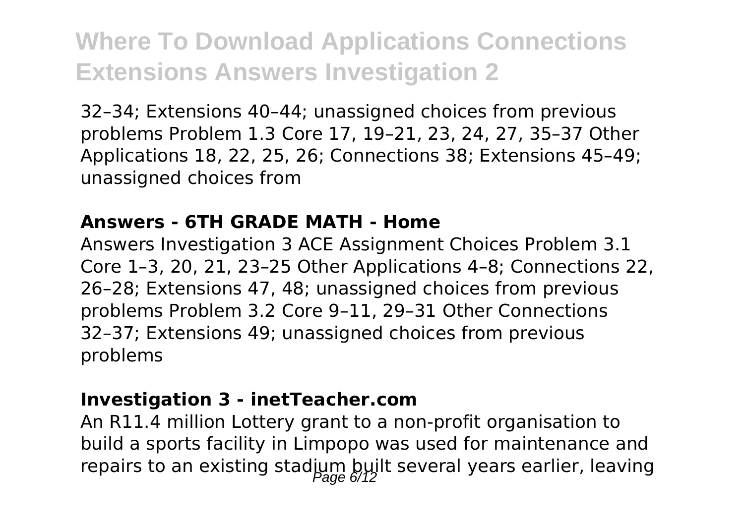32–34; Extensions 40–44; unassigned choices from previous problems Problem 1.3 Core 17, 19–21, 23, 24, 27, 35–37 Other Applications 18, 22, 25, 26; Connections 38; Extensions 45–49; unassigned choices from

### Answers - 6TH GRADE MATH - Home

Answers Investigation 3 ACE Assignment Choices Problem 3.1 Core 1–3, 20, 21, 23–25 Other Applications 4–8; Connections 22, 26–28; Extensions 47, 48; unassigned choices from previous problems Problem 3.2 Core 9–11, 29–31 Other Connections 32–37; Extensions 49; unassigned choices from previous problems

### Investigation 3 - inetTeacher.com

An R11.4 million Lottery grant to a non-profit organisation to build a sports facility in Limpopo was used for maintenance and repairs to an existing stadium built several years earlier, leaving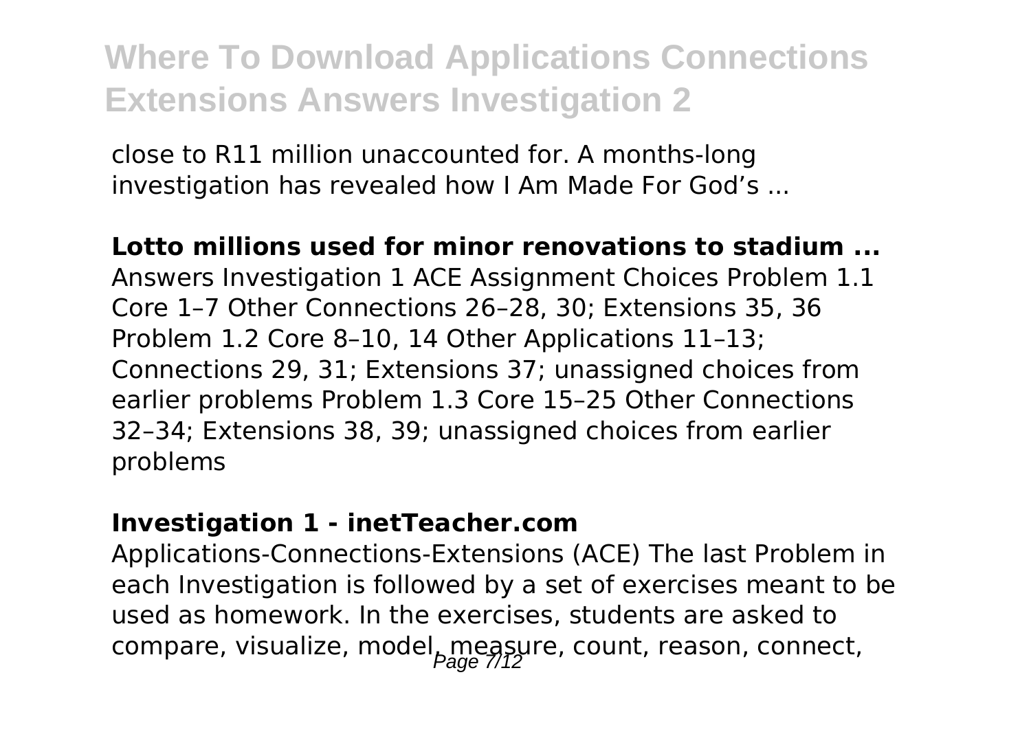close to R11 million unaccounted for. A months-long investigation has revealed how I Am Made For God's ...

**Lotto millions used for minor renovations to stadium ...**

Answers Investigation 1 ACE Assignment Choices Problem 1.1 Core 1–7 Other Connections 26–28, 30; Extensions 35, 36 Problem 1.2 Core 8–10, 14 Other Applications 11–13; Connections 29, 31; Extensions 37; unassigned choices from earlier problems Problem 1.3 Core 15–25 Other Connections 32–34; Extensions 38, 39; unassigned choices from earlier problems

**Investigation 1 - inetTeacher.com**

Applications-Connections-Extensions (ACE) The last Problem in each Investigation is followed by a set of exercises meant to be used as homework. In the exercises, students are asked to compare, visualize, model, measure, count, reason, connect,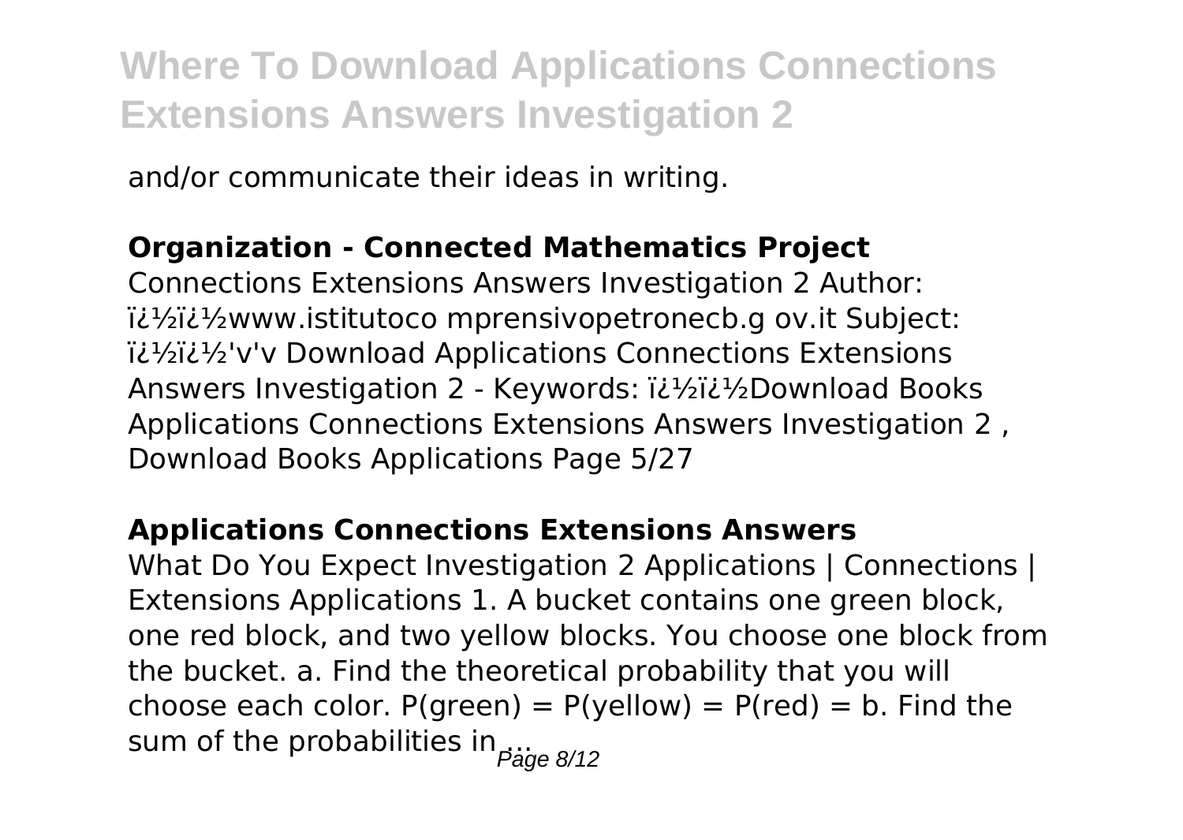and/or communicate their ideas in writing.

**Organization - Connected Mathematics Project**

Connections Extensions Answers Investigation 2 Author: ï¿½ï¿½www.istitutoco mprensivopetronecb.g ov.it Subject: ï¿½ï¿½'v'v Download Applications Connections Extensions Answers Investigation 2 - Keywords: ï¿½ï¿½Download Books Applications Connections Extensions Answers Investigation 2 , Download Books Applications Page 5/27

**Applications Connections Extensions Answers**

What Do You Expect Investigation 2 Applications | Connections | Extensions Applications 1. A bucket contains one green block, one red block, and two yellow blocks. You choose one block from the bucket. a. Find the theoretical probability that you will choose each color. P(green) = P(yellow) = P(red) = b. Find the sum of the probabilities in ...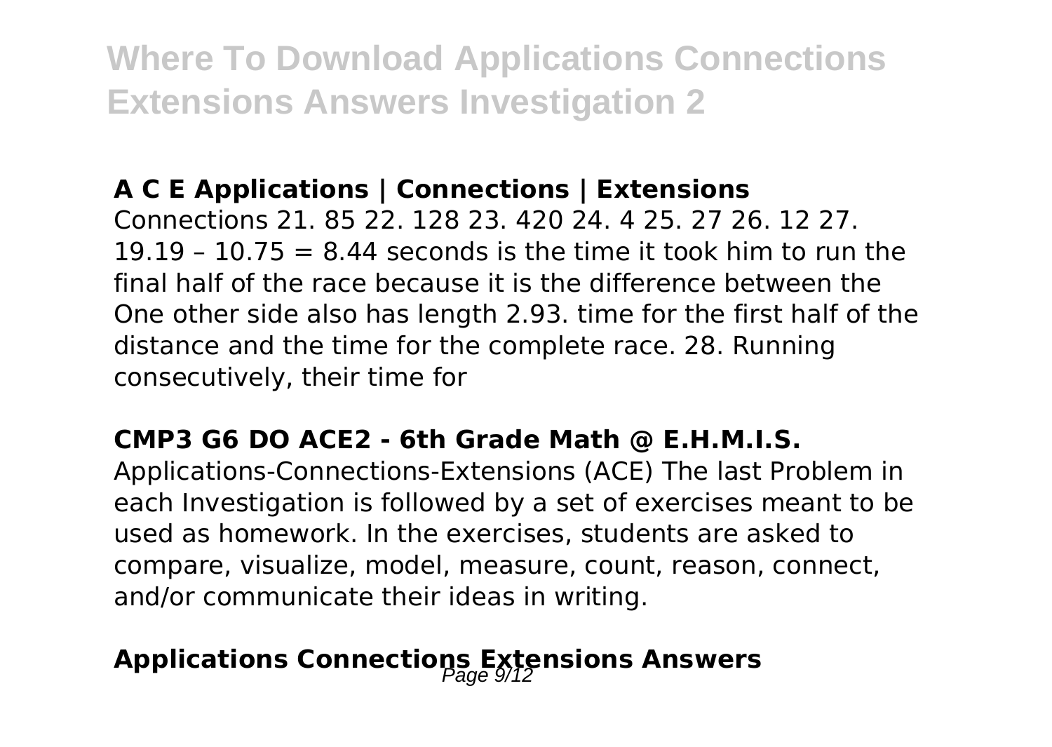### A C E Applications | Connections | Extensions

Connections 21. 85 22. 128 23. 420 24. 4 25. 27 26. 12 27. 19.19 – 10.75 = 8.44 seconds is the time it took him to run the final half of the race because it is the difference between the One other side also has length 2.93. time for the first half of the distance and the time for the complete race. 28. Running consecutively, their time for

### CMP3 G6 DO ACE2 - 6th Grade Math @ E.H.M.I.S.

Applications-Connections-Extensions (ACE) The last Problem in each Investigation is followed by a set of exercises meant to be used as homework. In the exercises, students are asked to compare, visualize, model, measure, count, reason, connect, and/or communicate their ideas in writing.

### Applications Connections Extensions Answers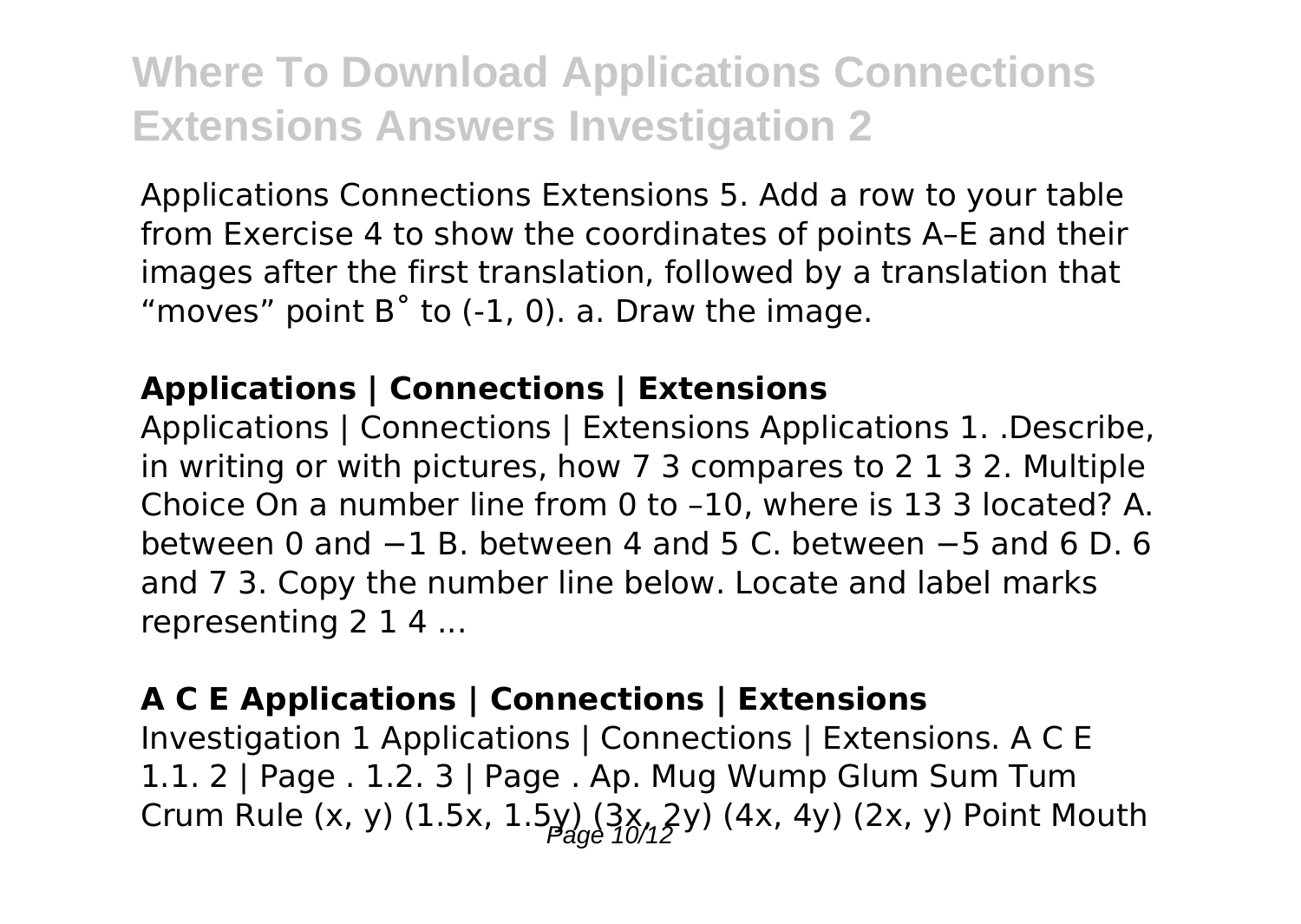Applications Connections Extensions 5. Add a row to your table from Exercise 4 to show the coordinates of points A–E and their images after the first translation, followed by a translation that "moves" point B˚ to (-1, 0). a. Draw the image.

### Applications | Connections | Extensions

Applications | Connections | Extensions Applications 1. .Describe, in writing or with pictures, how 7 3 compares to 2 1 3 2. Multiple Choice On a number line from 0 to –10, where is 13 3 located? A. between 0 and −1 B. between 4 and 5 C. between −5 and 6 D. 6 and 7 3. Copy the number line below. Locate and label marks representing 2 1 4 ...

### A C E Applications | Connections | Extensions

Investigation 1 Applications | Connections | Extensions. A C E 1.1. 2 | Page . 1.2. 3 | Page . Ap. Mug Wump Glum Sum Tum Crum Rule (x, y) (1.5x, 1.5y) (3x, 2y) (4x, 4y) (2x, y) Point Mouth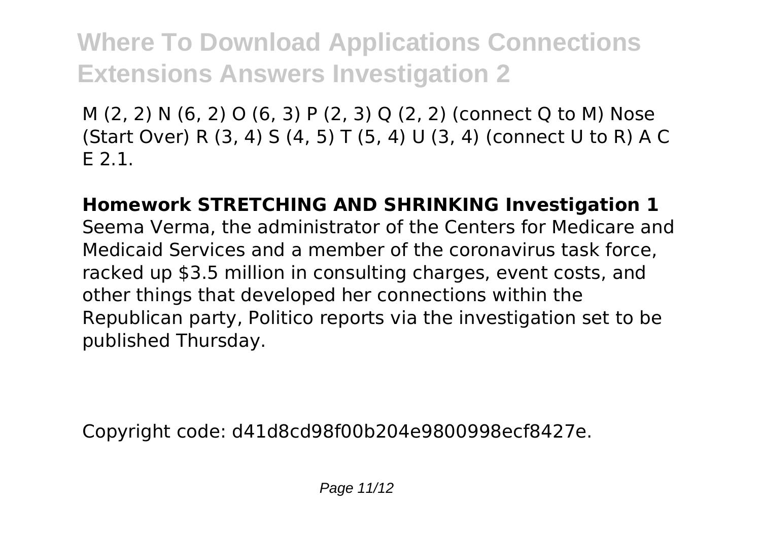M (2, 2) N (6, 2) O (6, 3) P (2, 3) Q (2, 2) (connect Q to M) Nose (Start Over) R (3, 4) S (4, 5) T (5, 4) U (3, 4) (connect U to R) A C E 2.1.

**Homework STRETCHING AND SHRINKING Investigation 1**

Seema Verma, the administrator of the Centers for Medicare and Medicaid Services and a member of the coronavirus task force, racked up $3.5 million in consulting charges, event costs, and other things that developed her connections within the Republican party, Politico reports via the investigation set to be published Thursday.

Copyright code: d41d8cd98f00b204e9800998ecf8427e.